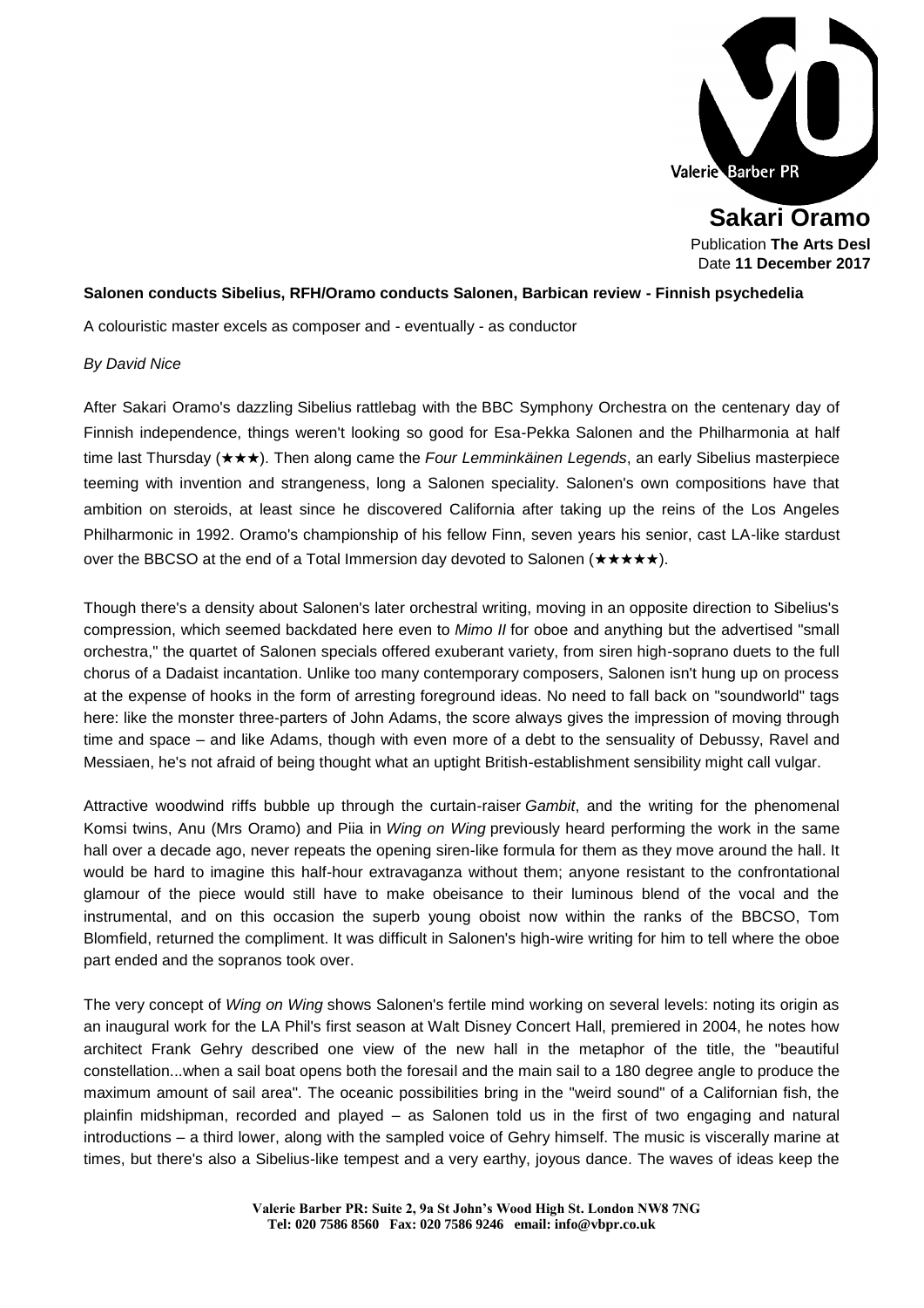**Sakari Oramo**

Publication **The Arts Desl**
Date **11 December 2017**

**Salonen conducts Sibelius, RFH/Oramo conducts Salonen, Barbican review - Finnish psychedelia**

A colouristic master excels as composer and - eventually - as conductor

*By David Nice*

After Sakari Oramo's dazzling Sibelius rattlebag with the BBC Symphony Orchestra on the centenary day of Finnish independence, things weren't looking so good for Esa-Pekka Salonen and the Philharmonia at half time last Thursday (★★★). Then along came the *Four Lemminkäinen Legends*, an early Sibelius masterpiece teeming with invention and strangeness, long a Salonen speciality. Salonen's own compositions have that ambition on steroids, at least since he discovered California after taking up the reins of the Los Angeles Philharmonic in 1992. Oramo's championship of his fellow Finn, seven years his senior, cast LA-like stardust over the BBCSO at the end of a Total Immersion day devoted to Salonen (★★★★★).

Though there's a density about Salonen's later orchestral writing, moving in an opposite direction to Sibelius's compression, which seemed backdated here even to *Mimo II* for oboe and anything but the advertised "small orchestra," the quartet of Salonen specials offered exuberant variety, from siren high-soprano duets to the full chorus of a Dadaist incantation. Unlike too many contemporary composers, Salonen isn't hung up on process at the expense of hooks in the form of arresting foreground ideas. No need to fall back on "soundworld" tags here: like the monster three-parters of John Adams, the score always gives the impression of moving through time and space – and like Adams, though with even more of a debt to the sensuality of Debussy, Ravel and Messiaen, he's not afraid of being thought what an uptight British-establishment sensibility might call vulgar.

Attractive woodwind riffs bubble up through the curtain-raiser *Gambit*, and the writing for the phenomenal Komsi twins, Anu (Mrs Oramo) and Piia in *Wing on Wing* previously heard performing the work in the same hall over a decade ago, never repeats the opening siren-like formula for them as they move around the hall. It would be hard to imagine this half-hour extravaganza without them; anyone resistant to the confrontational glamour of the piece would still have to make obeisance to their luminous blend of the vocal and the instrumental, and on this occasion the superb young oboist now within the ranks of the BBCSO, Tom Blomfield, returned the compliment. It was difficult in Salonen's high-wire writing for him to tell where the oboe part ended and the sopranos took over.

The very concept of *Wing on Wing* shows Salonen's fertile mind working on several levels: noting its origin as an inaugural work for the LA Phil's first season at Walt Disney Concert Hall, premiered in 2004, he notes how architect Frank Gehry described one view of the new hall in the metaphor of the title, the "beautiful constellation...when a sail boat opens both the foresail and the main sail to a 180 degree angle to produce the maximum amount of sail area". The oceanic possibilities bring in the "weird sound" of a Californian fish, the plainfin midshipman, recorded and played – as Salonen told us in the first of two engaging and natural introductions – a third lower, along with the sampled voice of Gehry himself. The music is viscerally marine at times, but there's also a Sibelius-like tempest and a very earthy, joyous dance. The waves of ideas keep the

**Valerie Barber PR: Suite 2, 9a St John's Wood High St. London NW8 7NG**
**Tel: 020 7586 8560 Fax: 020 7586 9246 email: info@vbpr.co.uk**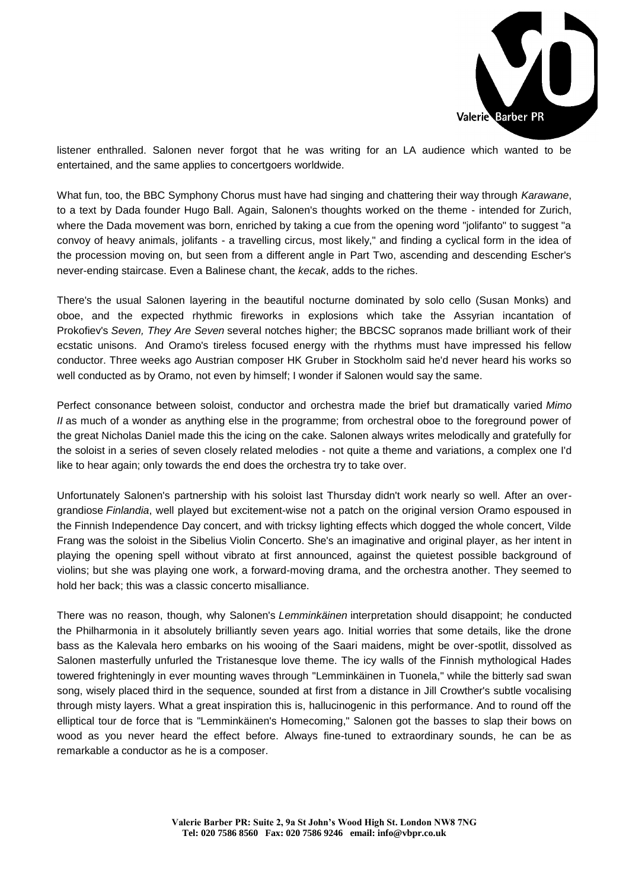listener enthralled. Salonen never forgot that he was writing for an LA audience which wanted to be entertained, and the same applies to concertgoers worldwide.

What fun, too, the BBC Symphony Chorus must have had singing and chattering their way through *Karawane*, to a text by Dada founder Hugo Ball. Again, Salonen's thoughts worked on the theme - intended for Zurich, where the Dada movement was born, enriched by taking a cue from the opening word "jolifanto" to suggest "a convoy of heavy animals, jolifants - a travelling circus, most likely," and finding a cyclical form in the idea of the procession moving on, but seen from a different angle in Part Two, ascending and descending Escher's never-ending staircase. Even a Balinese chant, the *kecak*, adds to the riches.

There's the usual Salonen layering in the beautiful nocturne dominated by solo cello (Susan Monks) and oboe, and the expected rhythmic fireworks in explosions which take the Assyrian incantation of Prokofiev's *Seven, They Are Seven* several notches higher; the BBCSC sopranos made brilliant work of their ecstatic unisons. And Oramo's tireless focused energy with the rhythms must have impressed his fellow conductor. Three weeks ago Austrian composer HK Gruber in Stockholm said he'd never heard his works so well conducted as by Oramo, not even by himself; I wonder if Salonen would say the same.

Perfect consonance between soloist, conductor and orchestra made the brief but dramatically varied *Mimo II* as much of a wonder as anything else in the programme; from orchestral oboe to the foreground power of the great Nicholas Daniel made this the icing on the cake. Salonen always writes melodically and gratefully for the soloist in a series of seven closely related melodies - not quite a theme and variations, a complex one I'd like to hear again; only towards the end does the orchestra try to take over.

Unfortunately Salonen's partnership with his soloist last Thursday didn't work nearly so well. After an over-grandiose *Finlandia*, well played but excitement-wise not a patch on the original version Oramo espoused in the Finnish Independence Day concert, and with tricksy lighting effects which dogged the whole concert, Vilde Frang was the soloist in the Sibelius Violin Concerto. She's an imaginative and original player, as her intent in playing the opening spell without vibrato at first announced, against the quietest possible background of violins; but she was playing one work, a forward-moving drama, and the orchestra another. They seemed to hold her back; this was a classic concerto misalliance.

There was no reason, though, why Salonen's *Lemminkäinen* interpretation should disappoint; he conducted the Philharmonia in it absolutely brilliantly seven years ago. Initial worries that some details, like the drone bass as the Kalevala hero embarks on his wooing of the Saari maidens, might be over-spotlit, dissolved as Salonen masterfully unfurled the Tristanesque love theme. The icy walls of the Finnish mythological Hades towered frighteningly in ever mounting waves through "Lemminkäinen in Tuonela," while the bitterly sad swan song, wisely placed third in the sequence, sounded at first from a distance in Jill Crowther's subtle vocalising through misty layers. What a great inspiration this is, hallucinogenic in this performance. And to round off the elliptical tour de force that is "Lemminkäinen's Homecoming," Salonen got the basses to slap their bows on wood as you never heard the effect before. Always fine-tuned to extraordinary sounds, he can be as remarkable a conductor as he is a composer.